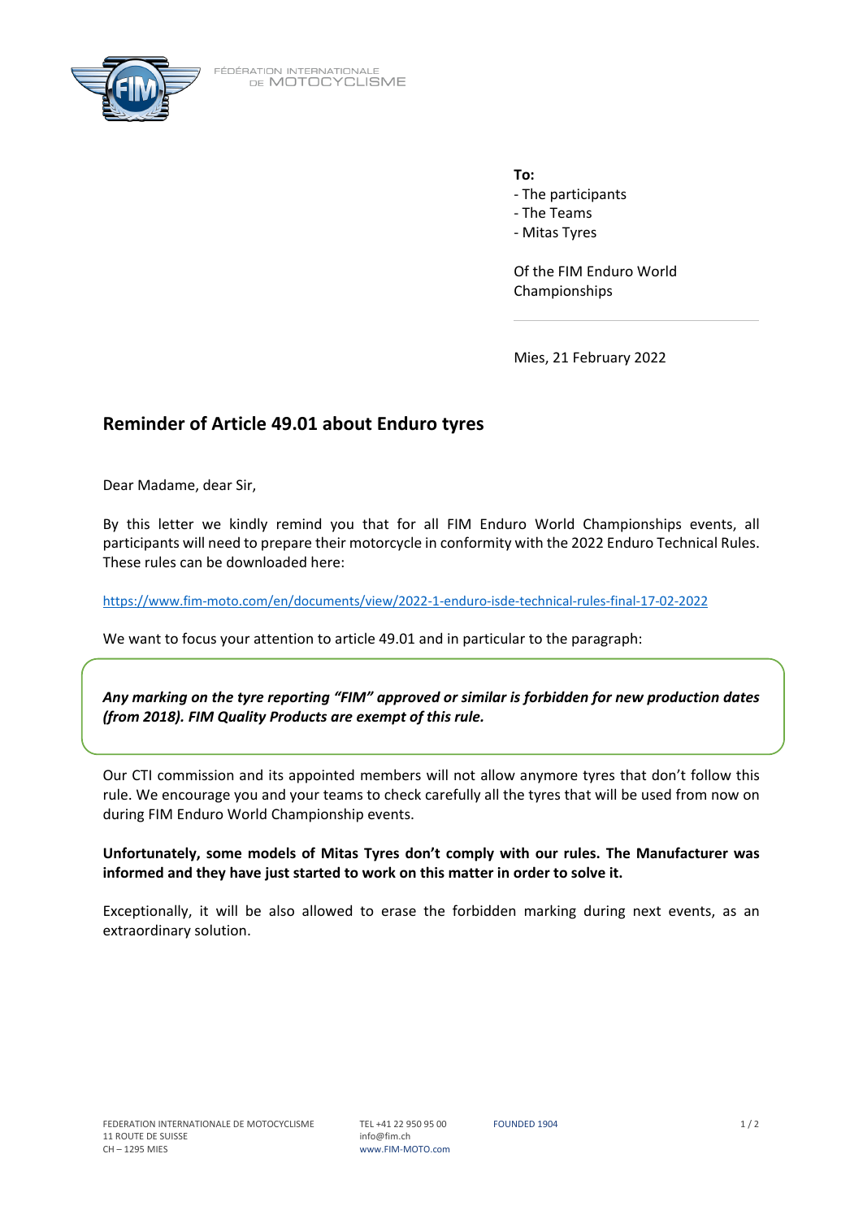FÉDÉRATION INTERNATIONALE DE MOTOCYCLISME

**To:**
- The participants
- The Teams
- Mitas Tyres

Of the FIM Enduro World Championships

Mies, 21 February 2022

## Reminder of Article 49.01 about Enduro tyres

Dear Madame, dear Sir,

By this letter we kindly remind you that for all FIM Enduro World Championships events, all participants will need to prepare their motorcycle in conformity with the 2022 Enduro Technical Rules. These rules can be downloaded here:

https://www.fim-moto.com/en/documents/view/2022-1-enduro-isde-technical-rules-final-17-02-2022

We want to focus your attention to article 49.01 and in particular to the paragraph:

> ***Any marking on the tyre reporting "FIM" approved or similar is forbidden for new production dates (from 2018). FIM Quality Products are exempt of this rule.***

Our CTI commission and its appointed members will not allow anymore tyres that don't follow this rule. We encourage you and your teams to check carefully all the tyres that will be used from now on during FIM Enduro World Championship events.

**Unfortunately, some models of Mitas Tyres don't comply with our rules. The Manufacturer was informed and they have just started to work on this matter in order to solve it.**

Exceptionally, it will be also allowed to erase the forbidden marking during next events, as an extraordinary solution.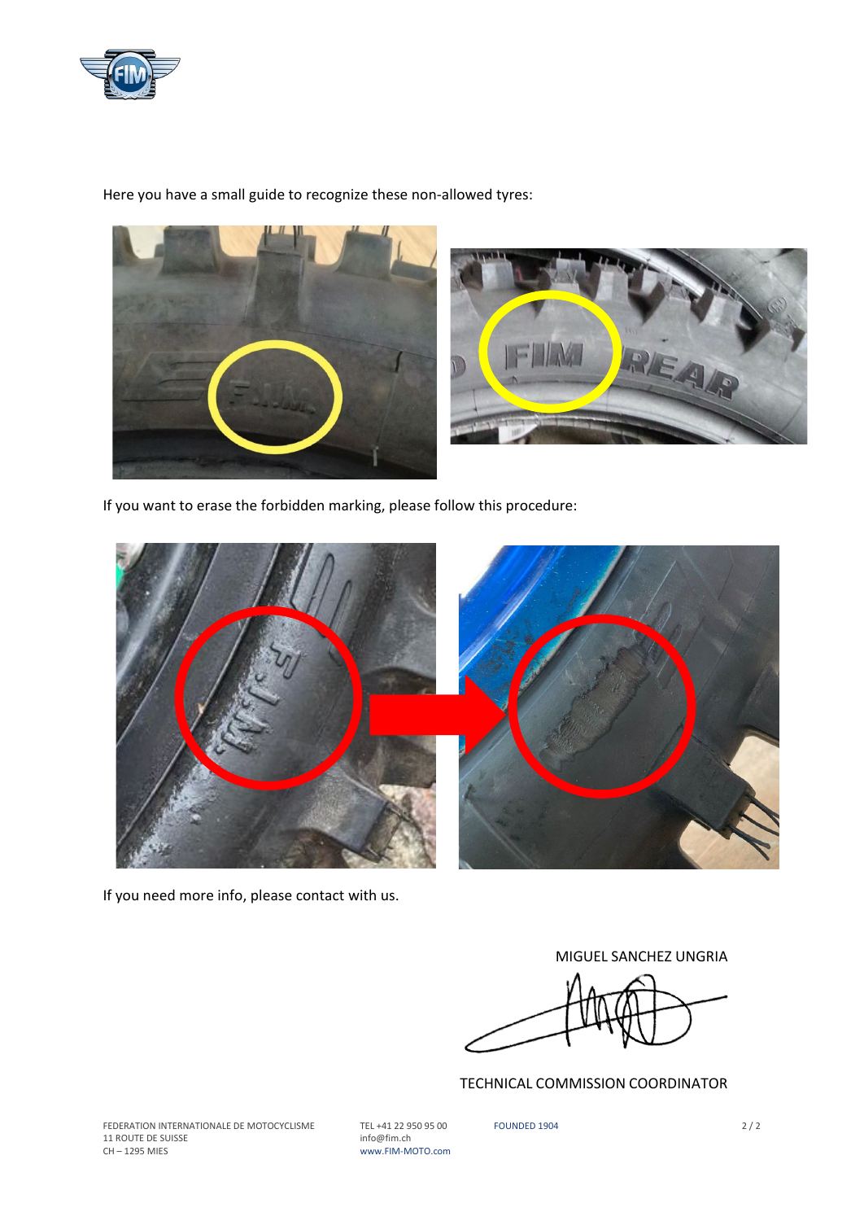Here you have a small guide to recognize these non-allowed tyres:

If you want to erase the forbidden marking, please follow this procedure:

If you need more info, please contact with us.

MIGUEL SANCHEZ UNGRIA

TECHNICAL COMMISSION COORDINATOR

FEDERATION INTERNATIONALE DE MOTOCYCLISME
11 ROUTE DE SUISSE
CH – 1295 MIES

TEL +41 22 950 95 00
info@fim.ch
www.FIM-MOTO.com

FOUNDED 1904